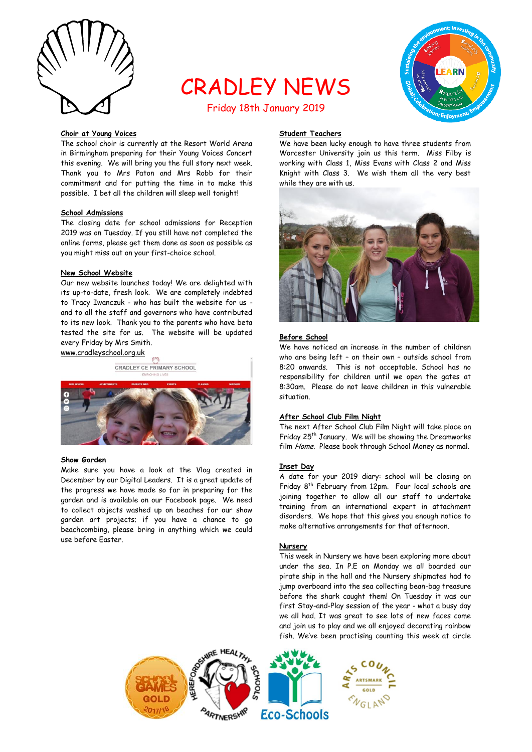# CRADLEY NEWS

Friday 18th January 2019

**Choir at Young Voices**

The school choir is currently at the Resort World Arena in Birmingham preparing for their Young Voices Concert this evening. We will bring you the full story next week. Thank you to Mrs Paton and Mrs Robb for their commitment and for putting the time in to make this possible. I bet all the children will sleep well tonight!

**School Admissions**

The closing date for school admissions for Reception 2019 was on Tuesday. If you still have not completed the online forms, please get them done as soon as possible as you might miss out on your first-choice school.

**New School Website**

Our new website launches today! We are delighted with its up-to-date, fresh look. We are completely indebted to Tracy Iwanczuk - who has built the website for us - and to all the staff and governors who have contributed to its new look. Thank you to the parents who have beta tested the site for us. The website will be updated every Friday by Mrs Smith.

www.cradleyschool.org.uk

**Show Garden**

Make sure you have a look at the Vlog created in December by our Digital Leaders. It is a great update of the progress we have made so far in preparing for the garden and is available on our Facebook page. We need to collect objects washed up on beaches for our show garden art projects; if you have a chance to go beachcombing, please bring in anything which we could use before Easter.

**Student Teachers**

We have been lucky enough to have three students from Worcester University join us this term. Miss Filby is working with Class 1, Miss Evans with Class 2 and Miss Knight with Class 3. We wish them all the very best while they are with us.

**Before School**

We have noticed an increase in the number of children who are being left – on their own – outside school from 8:20 onwards. This is not acceptable. School has no responsibility for children until we open the gates at 8:30am. Please do not leave children in this vulnerable situation.

**After School Club Film Night**

The next After School Club Film Night will take place on Friday 25th January. We will be showing the Dreamworks film *Home*. Please book through School Money as normal.

**Inset Day**

A date for your 2019 diary: school will be closing on Friday 8th February from 12pm. Four local schools are joining together to allow all our staff to undertake training from an international expert in attachment disorders. We hope that this gives you enough notice to make alternative arrangements for that afternoon.

**Nursery**

This week in Nursery we have been exploring more about under the sea. In P.E on Monday we all boarded our pirate ship in the hall and the Nursery shipmates had to jump overboard into the sea collecting bean-bag treasure before the shark caught them! On Tuesday it was our first Stay-and-Play session of the year - what a busy day we all had. It was great to see lots of new faces come and join us to play and we all enjoyed decorating rainbow fish. We've been practising counting this week at circle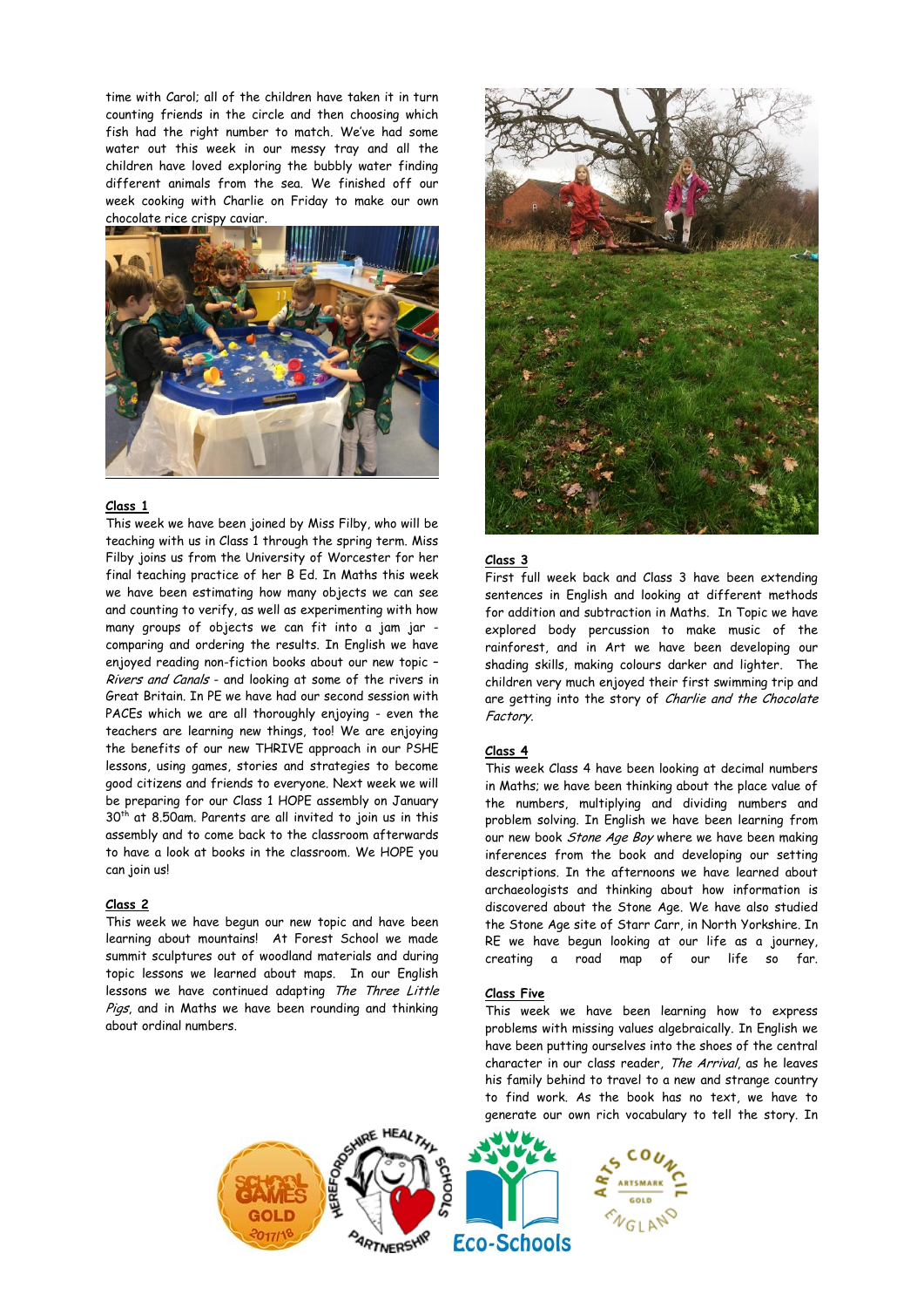time with Carol; all of the children have taken it in turn counting friends in the circle and then choosing which fish had the right number to match. We've had some water out this week in our messy tray and all the children have loved exploring the bubbly water finding different animals from the sea. We finished off our week cooking with Charlie on Friday to make our own chocolate rice crispy caviar.

**Class 1**

This week we have been joined by Miss Filby, who will be teaching with us in Class 1 through the spring term. Miss Filby joins us from the University of Worcester for her final teaching practice of her B Ed. In Maths this week we have been estimating how many objects we can see and counting to verify, as well as experimenting with how many groups of objects we can fit into a jam jar - comparing and ordering the results. In English we have enjoyed reading non-fiction books about our new topic – *Rivers and Canals* - and looking at some of the rivers in Great Britain. In PE we have had our second session with PACEs which we are all thoroughly enjoying - even the teachers are learning new things, too! We are enjoying the benefits of our new THRIVE approach in our PSHE lessons, using games, stories and strategies to become good citizens and friends to everyone. Next week we will be preparing for our Class 1 HOPE assembly on January 30th at 8.50am. Parents are all invited to join us in this assembly and to come back to the classroom afterwards to have a look at books in the classroom. We HOPE you can join us!

**Class 2**

This week we have begun our new topic and have been learning about mountains! At Forest School we made summit sculptures out of woodland materials and during topic lessons we learned about maps. In our English lessons we have continued adapting *The Three Little Pigs*, and in Maths we have been rounding and thinking about ordinal numbers.

**Class 3**

First full week back and Class 3 have been extending sentences in English and looking at different methods for addition and subtraction in Maths. In Topic we have explored body percussion to make music of the rainforest, and in Art we have been developing our shading skills, making colours darker and lighter. The children very much enjoyed their first swimming trip and are getting into the story of *Charlie and the Chocolate Factory*.

**Class 4**

This week Class 4 have been looking at decimal numbers in Maths; we have been thinking about the place value of the numbers, multiplying and dividing numbers and problem solving. In English we have been learning from our new book *Stone Age Boy* where we have been making inferences from the book and developing our setting descriptions. In the afternoons we have learned about archaeologists and thinking about how information is discovered about the Stone Age. We have also studied the Stone Age site of Starr Carr, in North Yorkshire. In RE we have begun looking at our life as a journey, creating a road map of our life so far.

**Class Five**

This week we have been learning how to express problems with missing values algebraically. In English we have been putting ourselves into the shoes of the central character in our class reader, *The Arrival*, as he leaves his family behind to travel to a new and strange country to find work. As the book has no text, we have to generate our own rich vocabulary to tell the story. In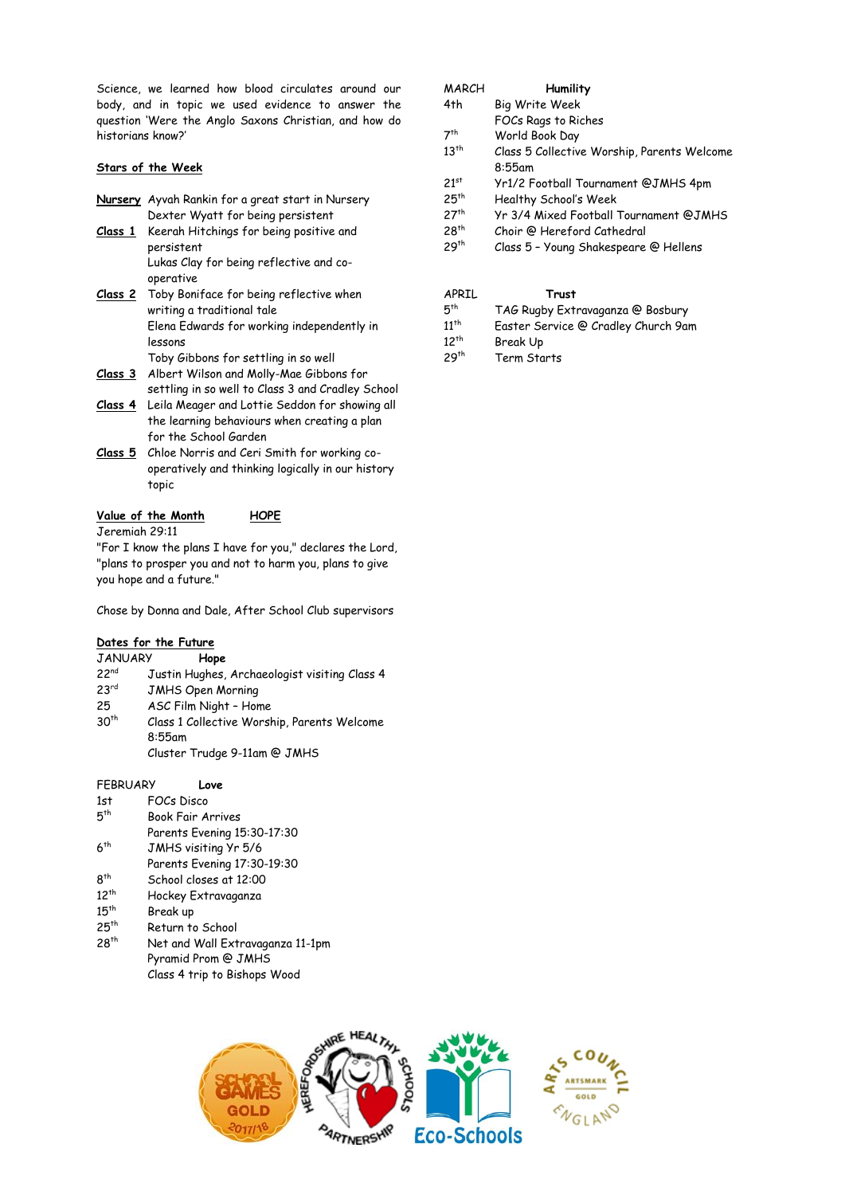Science, we learned how blood circulates around our body, and in topic we used evidence to answer the question 'Were the Anglo Saxons Christian, and how do historians know?'

## Stars of the Week

**Nursery** Ayvah Rankin for a great start in Nursery
Dexter Wyatt for being persistent

**Class 1** Keerah Hitchings for being positive and persistent
Lukas Clay for being reflective and co-operative

**Class 2** Toby Boniface for being reflective when writing a traditional tale
Elena Edwards for working independently in lessons
Toby Gibbons for settling in so well

**Class 3** Albert Wilson and Molly-Mae Gibbons for settling in so well to Class 3 and Cradley School

**Class 4** Leila Meager and Lottie Seddon for showing all the learning behaviours when creating a plan for the School Garden

**Class 5** Chloe Norris and Ceri Smith for working co-operatively and thinking logically in our history topic

## Value of the Month HOPE

Jeremiah 29:11
"For I know the plans I have for you," declares the Lord, "plans to prosper you and not to harm you, plans to give you hope and a future."

Chose by Donna and Dale, After School Club supervisors

## Dates for the Future

| JANUARY | **Hope** |
|---|---|
| 22nd | Justin Hughes, Archaeologist visiting Class 4 |
| 23rd | JMHS Open Morning |
| 25 | ASC Film Night – Home |
| 30th | Class 1 Collective Worship, Parents Welcome 8:55am |
| | Cluster Trudge 9-11am @ JMHS |

| FEBRUARY | **Love** |
|---|---|
| 1st | FOCs Disco |
| 5th | Book Fair Arrives |
| | Parents Evening 15:30-17:30 |
| 6th | JMHS visiting Yr 5/6 |
| | Parents Evening 17:30-19:30 |
| 8th | School closes at 12:00 |
| 12th | Hockey Extravaganza |
| 15th | Break up |
| 25th | Return to School |
| 28th | Net and Wall Extravaganza 11-1pm |
| | Pyramid Prom @ JMHS |
| | Class 4 trip to Bishops Wood |

| MARCH | **Humility** |
|---|---|
| 4th | Big Write Week |
| | FOCs Rags to Riches |
| 7th | World Book Day |
| 13th | Class 5 Collective Worship, Parents Welcome 8:55am |
| 21st | Yr1/2 Football Tournament @JMHS 4pm |
| 25th | Healthy School's Week |
| 27th | Yr 3/4 Mixed Football Tournament @JMHS |
| 28th | Choir @ Hereford Cathedral |
| 29th | Class 5 – Young Shakespeare @ Hellens |

| APRIL | **Trust** |
|---|---|
| 5th | TAG Rugby Extravaganza @ Bosbury |
| 11th | Easter Service @ Cradley Church 9am |
| 12th | Break Up |
| 29th | Term Starts |